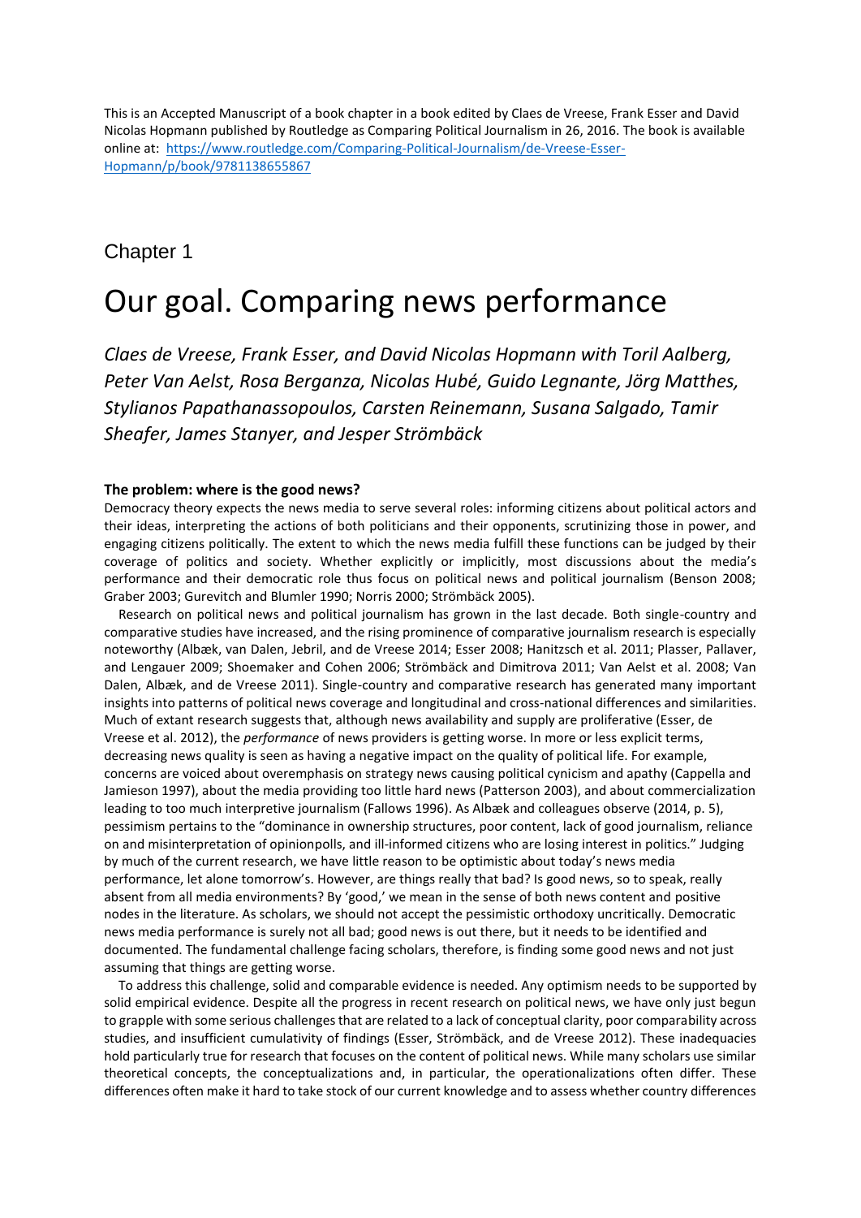This is an Accepted Manuscript of a book chapter in a book edited by Claes de Vreese, Frank Esser and David Nicolas Hopmann published by Routledge as Comparing Political Journalism in 26, 2016. The book is available online at: [https://www.routledge.com/Comparing-Political-Journalism/de-Vreese-Esser-Hopmann/p/book/9781138655867](https://www.routledge.com/Comparing-Political-Journalism/de-Vreese-Esser-Hopmann/p/book/9781138655867)

## Chapter 1

# Our goal. Comparing news performance

*Claes de Vreese, Frank Esser, and David Nicolas Hopmann with Toril Aalberg, Peter Van Aelst, Rosa Berganza, Nicolas Hubé, Guido Legnante, Jörg Matthes, Stylianos Papathanassopoulos, Carsten Reinemann, Susana Salgado, Tamir Sheafer, James Stanyer, and Jesper Strömbäck*

**The problem: where is the good news?**

Democracy theory expects the news media to serve several roles: informing citizens about political actors and their ideas, interpreting the actions of both politicians and their opponents, scrutinizing those in power, and engaging citizens politically. The extent to which the news media fulfill these functions can be judged by their coverage of politics and society. Whether explicitly or implicitly, most discussions about the media's performance and their democratic role thus focus on political news and political journalism (Benson 2008; Graber 2003; Gurevitch and Blumler 1990; Norris 2000; Strömbäck 2005).

Research on political news and political journalism has grown in the last decade. Both single-country and comparative studies have increased, and the rising prominence of comparative journalism research is especially noteworthy (Albæk, van Dalen, Jebril, and de Vreese 2014; Esser 2008; Hanitzsch et al. 2011; Plasser, Pallaver, and Lengauer 2009; Shoemaker and Cohen 2006; Strömbäck and Dimitrova 2011; Van Aelst et al. 2008; Van Dalen, Albæk, and de Vreese 2011). Single-country and comparative research has generated many important insights into patterns of political news coverage and longitudinal and cross-national differences and similarities. Much of extant research suggests that, although news availability and supply are proliferative (Esser, de Vreese et al. 2012), the *performance* of news providers is getting worse. In more or less explicit terms, decreasing news quality is seen as having a negative impact on the quality of political life. For example, concerns are voiced about overemphasis on strategy news causing political cynicism and apathy (Cappella and Jamieson 1997), about the media providing too little hard news (Patterson 2003), and about commercialization leading to too much interpretive journalism (Fallows 1996). As Albæk and colleagues observe (2014, p. 5), pessimism pertains to the "dominance in ownership structures, poor content, lack of good journalism, reliance on and misinterpretation of opinionpolls, and ill-informed citizens who are losing interest in politics." Judging by much of the current research, we have little reason to be optimistic about today's news media performance, let alone tomorrow's. However, are things really that bad? Is good news, so to speak, really absent from all media environments? By 'good,' we mean in the sense of both news content and positive nodes in the literature. As scholars, we should not accept the pessimistic orthodoxy uncritically. Democratic news media performance is surely not all bad; good news is out there, but it needs to be identified and documented. The fundamental challenge facing scholars, therefore, is finding some good news and not just assuming that things are getting worse.

To address this challenge, solid and comparable evidence is needed. Any optimism needs to be supported by solid empirical evidence. Despite all the progress in recent research on political news, we have only just begun to grapple with some serious challenges that are related to a lack of conceptual clarity, poor comparability across studies, and insufficient cumulativity of findings (Esser, Strömbäck, and de Vreese 2012). These inadequacies hold particularly true for research that focuses on the content of political news. While many scholars use similar theoretical concepts, the conceptualizations and, in particular, the operationalizations often differ. These differences often make it hard to take stock of our current knowledge and to assess whether country differences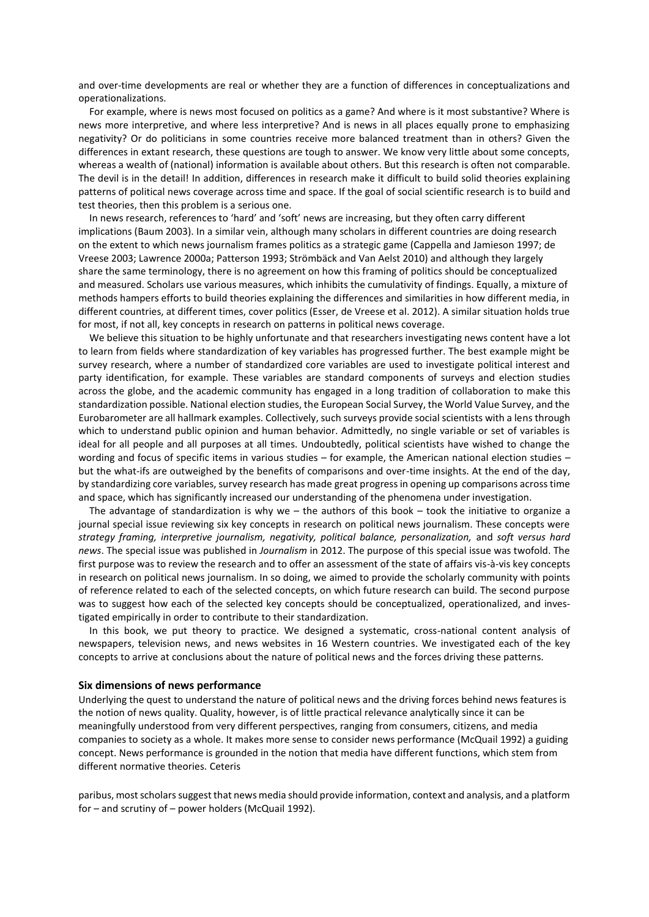and over-time developments are real or whether they are a function of differences in conceptualizations and operationalizations.

For example, where is news most focused on politics as a game? And where is it most substantive? Where is news more interpretive, and where less interpretive? And is news in all places equally prone to emphasizing negativity? Or do politicians in some countries receive more balanced treatment than in others? Given the differences in extant research, these questions are tough to answer. We know very little about some concepts, whereas a wealth of (national) information is available about others. But this research is often not comparable. The devil is in the detail! In addition, differences in research make it difficult to build solid theories explaining patterns of political news coverage across time and space. If the goal of social scientific research is to build and test theories, then this problem is a serious one.

In news research, references to 'hard' and 'soft' news are increasing, but they often carry different implications (Baum 2003). In a similar vein, although many scholars in different countries are doing research on the extent to which news journalism frames politics as a strategic game (Cappella and Jamieson 1997; de Vreese 2003; Lawrence 2000a; Patterson 1993; Strömbäck and Van Aelst 2010) and although they largely share the same terminology, there is no agreement on how this framing of politics should be conceptualized and measured. Scholars use various measures, which inhibits the cumulativity of findings. Equally, a mixture of methods hampers efforts to build theories explaining the differences and similarities in how different media, in different countries, at different times, cover politics (Esser, de Vreese et al. 2012). A similar situation holds true for most, if not all, key concepts in research on patterns in political news coverage.

We believe this situation to be highly unfortunate and that researchers investigating news content have a lot to learn from fields where standardization of key variables has progressed further. The best example might be survey research, where a number of standardized core variables are used to investigate political interest and party identification, for example. These variables are standard components of surveys and election studies across the globe, and the academic community has engaged in a long tradition of collaboration to make this standardization possible. National election studies, the European Social Survey, the World Value Survey, and the Eurobarometer are all hallmark examples. Collectively, such surveys provide social scientists with a lens through which to understand public opinion and human behavior. Admittedly, no single variable or set of variables is ideal for all people and all purposes at all times. Undoubtedly, political scientists have wished to change the wording and focus of specific items in various studies – for example, the American national election studies – but the what-ifs are outweighed by the benefits of comparisons and over-time insights. At the end of the day, by standardizing core variables, survey research has made great progress in opening up comparisons across time and space, which has significantly increased our understanding of the phenomena under investigation.

The advantage of standardization is why we – the authors of this book – took the initiative to organize a journal special issue reviewing six key concepts in research on political news journalism. These concepts were *strategy framing, interpretive journalism, negativity, political balance, personalization,* and *soft versus hard news*. The special issue was published in *Journalism* in 2012. The purpose of this special issue was twofold. The first purpose was to review the research and to offer an assessment of the state of affairs vis-à-vis key concepts in research on political news journalism. In so doing, we aimed to provide the scholarly community with points of reference related to each of the selected concepts, on which future research can build. The second purpose was to suggest how each of the selected key concepts should be conceptualized, operationalized, and investigated empirically in order to contribute to their standardization.

In this book, we put theory to practice. We designed a systematic, cross-national content analysis of newspapers, television news, and news websites in 16 Western countries. We investigated each of the key concepts to arrive at conclusions about the nature of political news and the forces driving these patterns.

## Six dimensions of news performance

Underlying the quest to understand the nature of political news and the driving forces behind news features is the notion of news quality. Quality, however, is of little practical relevance analytically since it can be meaningfully understood from very different perspectives, ranging from consumers, citizens, and media companies to society as a whole. It makes more sense to consider news performance (McQuail 1992) a guiding concept. News performance is grounded in the notion that media have different functions, which stem from different normative theories. Ceteris paribus, most scholars suggest that news media should provide information, context and analysis, and a platform for – and scrutiny of – power holders (McQuail 1992).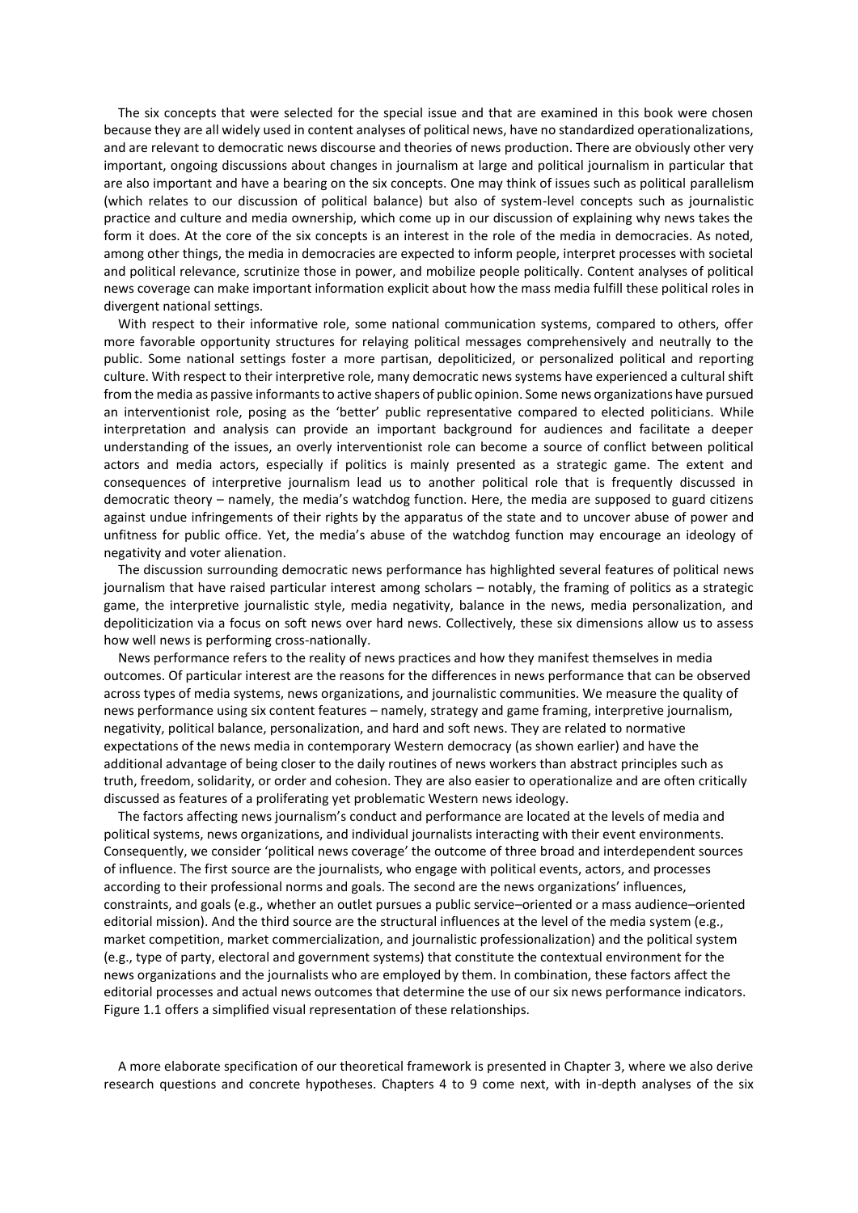The six concepts that were selected for the special issue and that are examined in this book were chosen because they are all widely used in content analyses of political news, have no standardized operationalizations, and are relevant to democratic news discourse and theories of news production. There are obviously other very important, ongoing discussions about changes in journalism at large and political journalism in particular that are also important and have a bearing on the six concepts. One may think of issues such as political parallelism (which relates to our discussion of political balance) but also of system-level concepts such as journalistic practice and culture and media ownership, which come up in our discussion of explaining why news takes the form it does. At the core of the six concepts is an interest in the role of the media in democracies. As noted, among other things, the media in democracies are expected to inform people, interpret processes with societal and political relevance, scrutinize those in power, and mobilize people politically. Content analyses of political news coverage can make important information explicit about how the mass media fulfill these political roles in divergent national settings.

With respect to their informative role, some national communication systems, compared to others, offer more favorable opportunity structures for relaying political messages comprehensively and neutrally to the public. Some national settings foster a more partisan, depoliticized, or personalized political and reporting culture. With respect to their interpretive role, many democratic news systems have experienced a cultural shift from the media as passive informants to active shapers of public opinion. Some news organizations have pursued an interventionist role, posing as the 'better' public representative compared to elected politicians. While interpretation and analysis can provide an important background for audiences and facilitate a deeper understanding of the issues, an overly interventionist role can become a source of conflict between political actors and media actors, especially if politics is mainly presented as a strategic game. The extent and consequences of interpretive journalism lead us to another political role that is frequently discussed in democratic theory – namely, the media's watchdog function. Here, the media are supposed to guard citizens against undue infringements of their rights by the apparatus of the state and to uncover abuse of power and unfitness for public office. Yet, the media's abuse of the watchdog function may encourage an ideology of negativity and voter alienation.

The discussion surrounding democratic news performance has highlighted several features of political news journalism that have raised particular interest among scholars – notably, the framing of politics as a strategic game, the interpretive journalistic style, media negativity, balance in the news, media personalization, and depoliticization via a focus on soft news over hard news. Collectively, these six dimensions allow us to assess how well news is performing cross-nationally.

News performance refers to the reality of news practices and how they manifest themselves in media outcomes. Of particular interest are the reasons for the differences in news performance that can be observed across types of media systems, news organizations, and journalistic communities. We measure the quality of news performance using six content features – namely, strategy and game framing, interpretive journalism, negativity, political balance, personalization, and hard and soft news. They are related to normative expectations of the news media in contemporary Western democracy (as shown earlier) and have the additional advantage of being closer to the daily routines of news workers than abstract principles such as truth, freedom, solidarity, or order and cohesion. They are also easier to operationalize and are often critically discussed as features of a proliferating yet problematic Western news ideology.

The factors affecting news journalism's conduct and performance are located at the levels of media and political systems, news organizations, and individual journalists interacting with their event environments. Consequently, we consider 'political news coverage' the outcome of three broad and interdependent sources of influence. The first source are the journalists, who engage with political events, actors, and processes according to their professional norms and goals. The second are the news organizations' influences, constraints, and goals (e.g., whether an outlet pursues a public service–oriented or a mass audience–oriented editorial mission). And the third source are the structural influences at the level of the media system (e.g., market competition, market commercialization, and journalistic professionalization) and the political system (e.g., type of party, electoral and government systems) that constitute the contextual environment for the news organizations and the journalists who are employed by them. In combination, these factors affect the editorial processes and actual news outcomes that determine the use of our six news performance indicators. Figure 1.1 offers a simplified visual representation of these relationships.

A more elaborate specification of our theoretical framework is presented in Chapter 3, where we also derive research questions and concrete hypotheses. Chapters 4 to 9 come next, with in-depth analyses of the six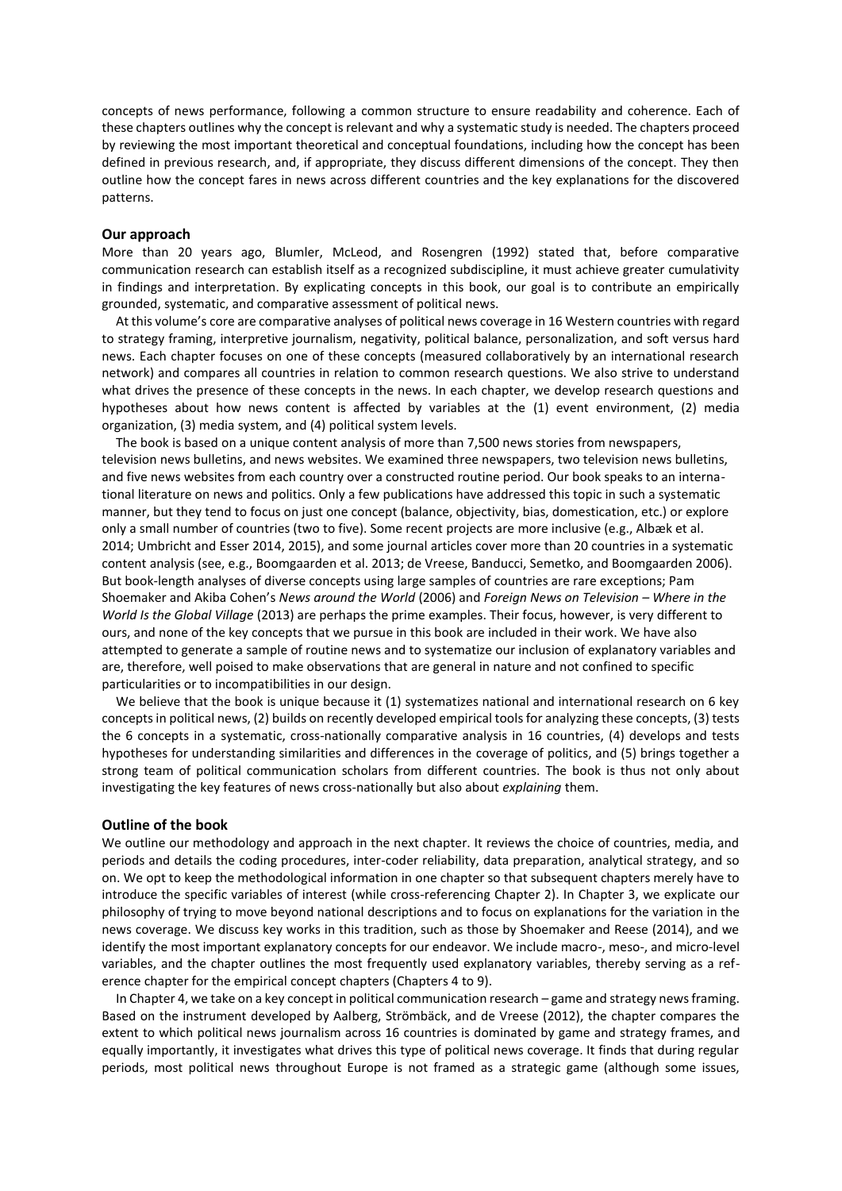concepts of news performance, following a common structure to ensure readability and coherence. Each of these chapters outlines why the concept is relevant and why a systematic study is needed. The chapters proceed by reviewing the most important theoretical and conceptual foundations, including how the concept has been defined in previous research, and, if appropriate, they discuss different dimensions of the concept. They then outline how the concept fares in news across different countries and the key explanations for the discovered patterns.

### Our approach

More than 20 years ago, Blumler, McLeod, and Rosengren (1992) stated that, before comparative communication research can establish itself as a recognized subdiscipline, it must achieve greater cumulativity in findings and interpretation. By explicating concepts in this book, our goal is to contribute an empirically grounded, systematic, and comparative assessment of political news.

At this volume's core are comparative analyses of political news coverage in 16 Western countries with regard to strategy framing, interpretive journalism, negativity, political balance, personalization, and soft versus hard news. Each chapter focuses on one of these concepts (measured collaboratively by an international research network) and compares all countries in relation to common research questions. We also strive to understand what drives the presence of these concepts in the news. In each chapter, we develop research questions and hypotheses about how news content is affected by variables at the (1) event environment, (2) media organization, (3) media system, and (4) political system levels.

The book is based on a unique content analysis of more than 7,500 news stories from newspapers, television news bulletins, and news websites. We examined three newspapers, two television news bulletins, and five news websites from each country over a constructed routine period. Our book speaks to an international literature on news and politics. Only a few publications have addressed this topic in such a systematic manner, but they tend to focus on just one concept (balance, objectivity, bias, domestication, etc.) or explore only a small number of countries (two to five). Some recent projects are more inclusive (e.g., Albæk et al. 2014; Umbricht and Esser 2014, 2015), and some journal articles cover more than 20 countries in a systematic content analysis (see, e.g., Boomgaarden et al. 2013; de Vreese, Banducci, Semetko, and Boomgaarden 2006). But book-length analyses of diverse concepts using large samples of countries are rare exceptions; Pam Shoemaker and Akiba Cohen's *News around the World* (2006) and *Foreign News on Television – Where in the World Is the Global Village* (2013) are perhaps the prime examples. Their focus, however, is very different to ours, and none of the key concepts that we pursue in this book are included in their work. We have also attempted to generate a sample of routine news and to systematize our inclusion of explanatory variables and are, therefore, well poised to make observations that are general in nature and not confined to specific particularities or to incompatibilities in our design.

We believe that the book is unique because it (1) systematizes national and international research on 6 key concepts in political news, (2) builds on recently developed empirical tools for analyzing these concepts, (3) tests the 6 concepts in a systematic, cross-nationally comparative analysis in 16 countries, (4) develops and tests hypotheses for understanding similarities and differences in the coverage of politics, and (5) brings together a strong team of political communication scholars from different countries. The book is thus not only about investigating the key features of news cross-nationally but also about *explaining* them.

### Outline of the book

We outline our methodology and approach in the next chapter. It reviews the choice of countries, media, and periods and details the coding procedures, inter-coder reliability, data preparation, analytical strategy, and so on. We opt to keep the methodological information in one chapter so that subsequent chapters merely have to introduce the specific variables of interest (while cross-referencing Chapter 2). In Chapter 3, we explicate our philosophy of trying to move beyond national descriptions and to focus on explanations for the variation in the news coverage. We discuss key works in this tradition, such as those by Shoemaker and Reese (2014), and we identify the most important explanatory concepts for our endeavor. We include macro-, meso-, and micro-level variables, and the chapter outlines the most frequently used explanatory variables, thereby serving as a reference chapter for the empirical concept chapters (Chapters 4 to 9).

In Chapter 4, we take on a key concept in political communication research – game and strategy news framing. Based on the instrument developed by Aalberg, Strömbäck, and de Vreese (2012), the chapter compares the extent to which political news journalism across 16 countries is dominated by game and strategy frames, and equally importantly, it investigates what drives this type of political news coverage. It finds that during regular periods, most political news throughout Europe is not framed as a strategic game (although some issues,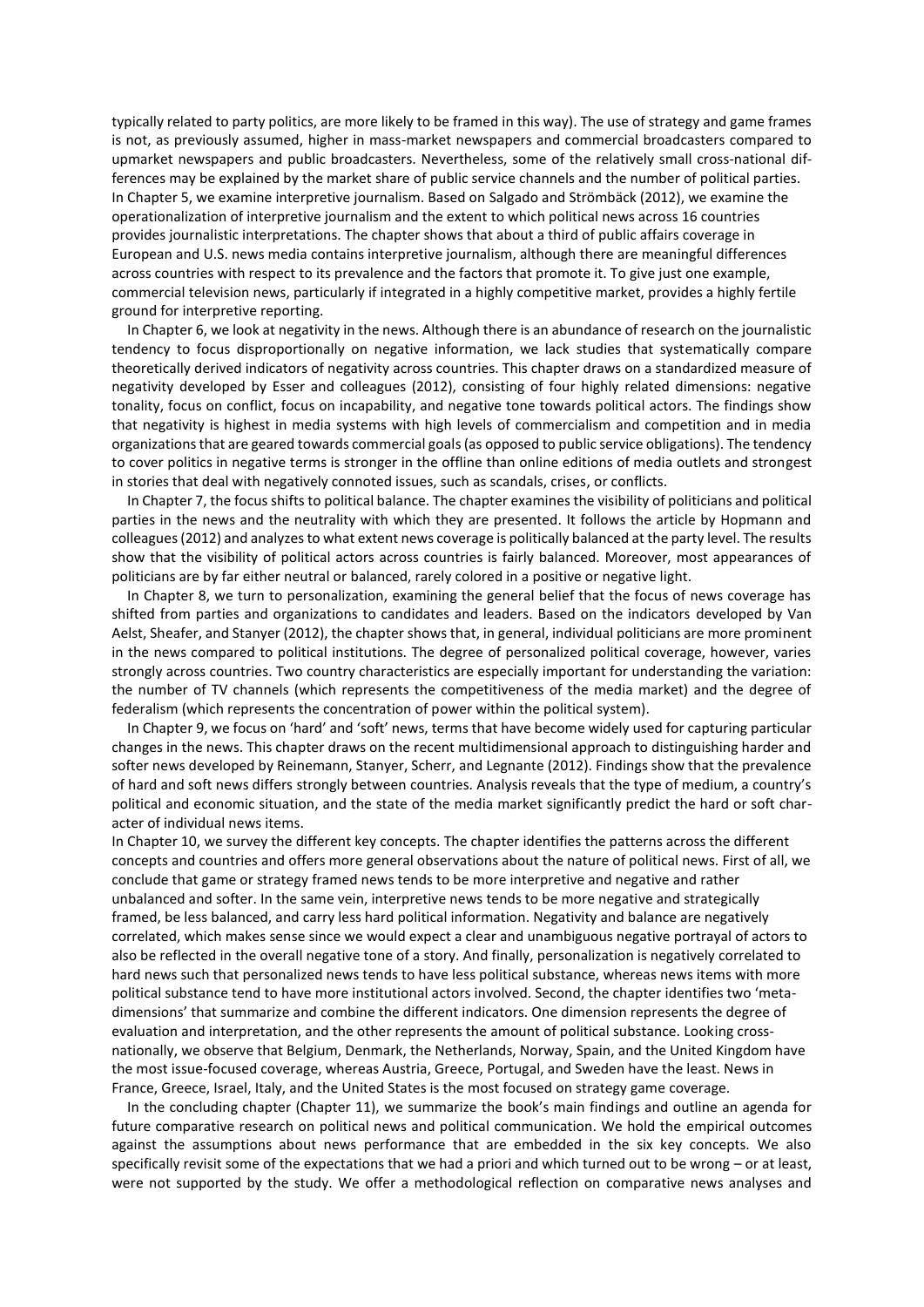typically related to party politics, are more likely to be framed in this way). The use of strategy and game frames is not, as previously assumed, higher in mass-market newspapers and commercial broadcasters compared to upmarket newspapers and public broadcasters. Nevertheless, some of the relatively small cross-national differences may be explained by the market share of public service channels and the number of political parties.

In Chapter 5, we examine interpretive journalism. Based on Salgado and Strömbäck (2012), we examine the operationalization of interpretive journalism and the extent to which political news across 16 countries provides journalistic interpretations. The chapter shows that about a third of public affairs coverage in European and U.S. news media contains interpretive journalism, although there are meaningful differences across countries with respect to its prevalence and the factors that promote it. To give just one example, commercial television news, particularly if integrated in a highly competitive market, provides a highly fertile ground for interpretive reporting.

In Chapter 6, we look at negativity in the news. Although there is an abundance of research on the journalistic tendency to focus disproportionally on negative information, we lack studies that systematically compare theoretically derived indicators of negativity across countries. This chapter draws on a standardized measure of negativity developed by Esser and colleagues (2012), consisting of four highly related dimensions: negative tonality, focus on conflict, focus on incapability, and negative tone towards political actors. The findings show that negativity is highest in media systems with high levels of commercialism and competition and in media organizations that are geared towards commercial goals (as opposed to public service obligations). The tendency to cover politics in negative terms is stronger in the offline than online editions of media outlets and strongest in stories that deal with negatively connoted issues, such as scandals, crises, or conflicts.

In Chapter 7, the focus shifts to political balance. The chapter examines the visibility of politicians and political parties in the news and the neutrality with which they are presented. It follows the article by Hopmann and colleagues (2012) and analyzes to what extent news coverage is politically balanced at the party level. The results show that the visibility of political actors across countries is fairly balanced. Moreover, most appearances of politicians are by far either neutral or balanced, rarely colored in a positive or negative light.

In Chapter 8, we turn to personalization, examining the general belief that the focus of news coverage has shifted from parties and organizations to candidates and leaders. Based on the indicators developed by Van Aelst, Sheafer, and Stanyer (2012), the chapter shows that, in general, individual politicians are more prominent in the news compared to political institutions. The degree of personalized political coverage, however, varies strongly across countries. Two country characteristics are especially important for understanding the variation: the number of TV channels (which represents the competitiveness of the media market) and the degree of federalism (which represents the concentration of power within the political system).

In Chapter 9, we focus on 'hard' and 'soft' news, terms that have become widely used for capturing particular changes in the news. This chapter draws on the recent multidimensional approach to distinguishing harder and softer news developed by Reinemann, Stanyer, Scherr, and Legnante (2012). Findings show that the prevalence of hard and soft news differs strongly between countries. Analysis reveals that the type of medium, a country's political and economic situation, and the state of the media market significantly predict the hard or soft character of individual news items.

In Chapter 10, we survey the different key concepts. The chapter identifies the patterns across the different concepts and countries and offers more general observations about the nature of political news. First of all, we conclude that game or strategy framed news tends to be more interpretive and negative and rather unbalanced and softer. In the same vein, interpretive news tends to be more negative and strategically framed, be less balanced, and carry less hard political information. Negativity and balance are negatively correlated, which makes sense since we would expect a clear and unambiguous negative portrayal of actors to also be reflected in the overall negative tone of a story. And finally, personalization is negatively correlated to hard news such that personalized news tends to have less political substance, whereas news items with more political substance tend to have more institutional actors involved. Second, the chapter identifies two 'meta-dimensions' that summarize and combine the different indicators. One dimension represents the degree of evaluation and interpretation, and the other represents the amount of political substance. Looking cross-nationally, we observe that Belgium, Denmark, the Netherlands, Norway, Spain, and the United Kingdom have the most issue-focused coverage, whereas Austria, Greece, Portugal, and Sweden have the least. News in France, Greece, Israel, Italy, and the United States is the most focused on strategy game coverage.

In the concluding chapter (Chapter 11), we summarize the book's main findings and outline an agenda for future comparative research on political news and political communication. We hold the empirical outcomes against the assumptions about news performance that are embedded in the six key concepts. We also specifically revisit some of the expectations that we had a priori and which turned out to be wrong – or at least, were not supported by the study. We offer a methodological reflection on comparative news analyses and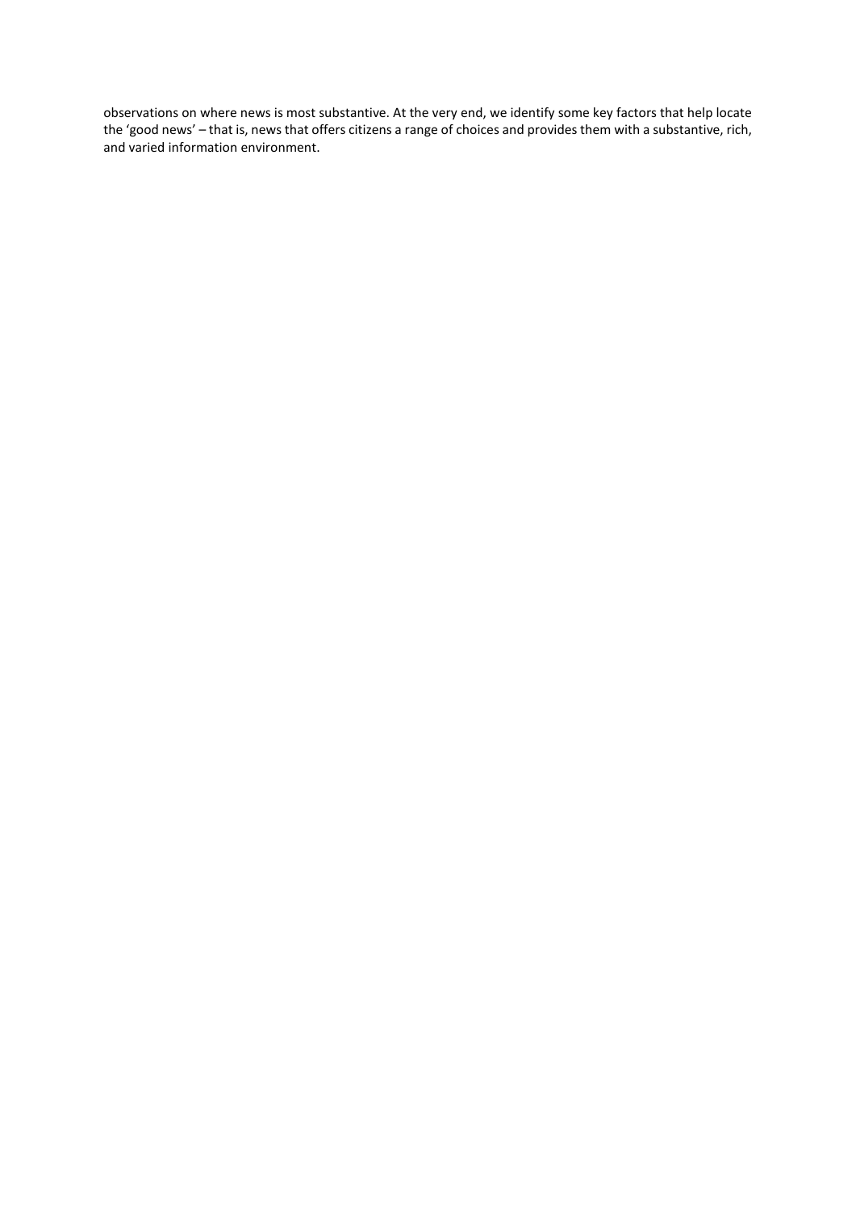observations on where news is most substantive. At the very end, we identify some key factors that help locate the 'good news' – that is, news that offers citizens a range of choices and provides them with a substantive, rich, and varied information environment.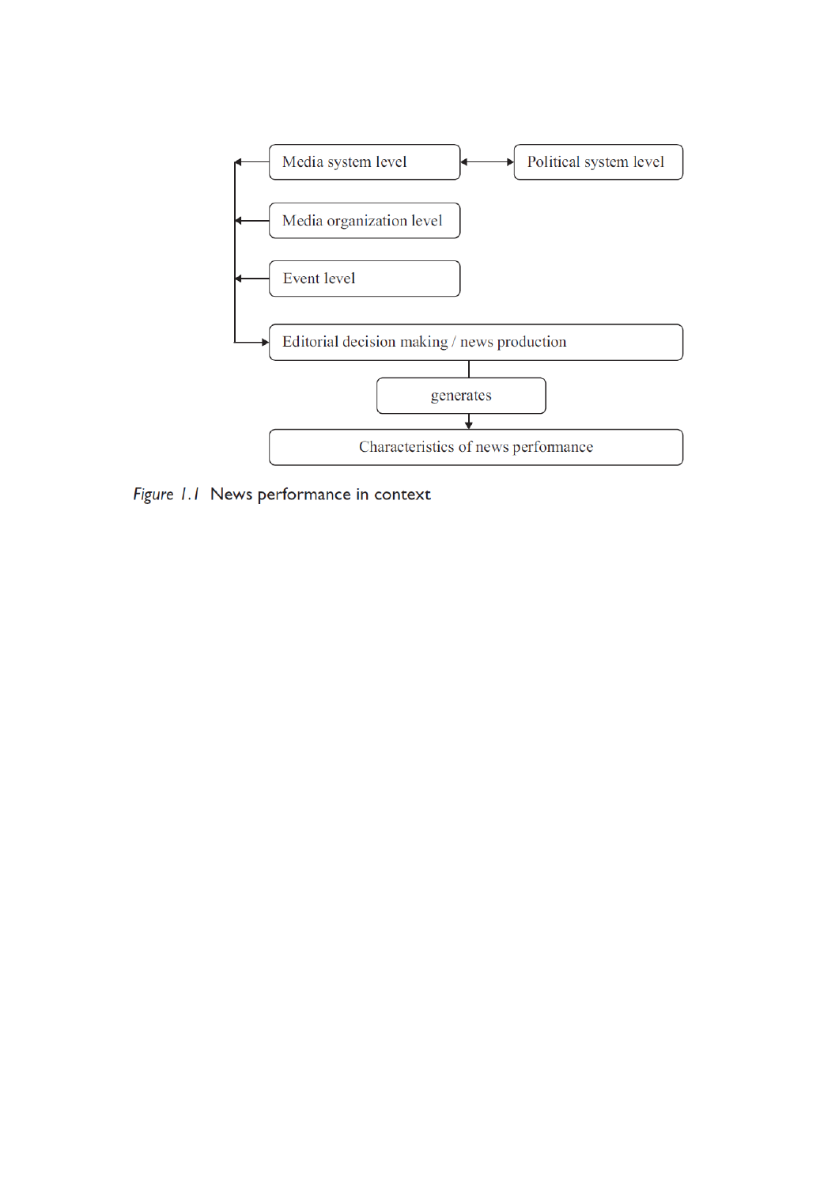Media system level

Political system level

Media organization level

Event level

Editorial decision making / news production

generates

Characteristics of news performance

*Figure 1.1* News performance in context